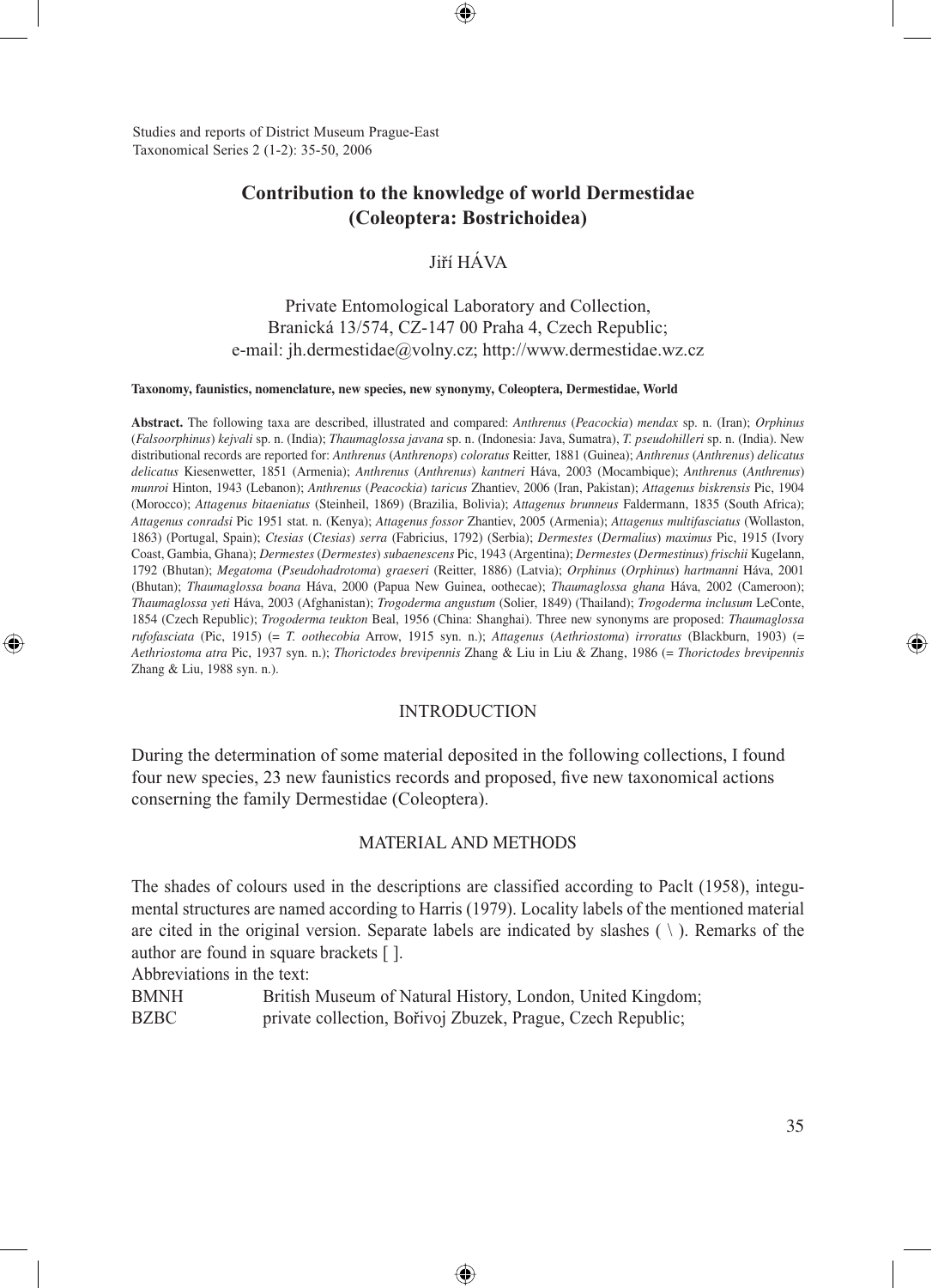Studies and reports of District Museum Prague-East
Taxonomical Series 2 (1-2): 35-50, 2006

# Contribution to the knowledge of world Dermestidae (Coleoptera: Bostrichoidea)

Jiří HÁVA

Private Entomological Laboratory and Collection,
Branická 13/574, CZ-147 00 Praha 4, Czech Republic;
e-mail: jh.dermestidae@volny.cz; http://www.dermestidae.wz.cz

**Taxonomy, faunistics, nomenclature, new species, new synonymy, Coleoptera, Dermestidae, World**

**Abstract.** The following taxa are described, illustrated and compared: *Anthrenus* (*Peacockia*) *mendax* sp. n. (Iran); *Orphinus* (*Falsoorphinus*) *kejvali* sp. n. (India); *Thaumaglossa javana* sp. n. (Indonesia: Java, Sumatra), *T. pseudohilleri* sp. n. (India). New distributional records are reported for: *Anthrenus* (*Anthrenops*) *coloratus* Reitter, 1881 (Guinea); *Anthrenus* (*Anthrenus*) *delicatus delicatus* Kiesenwetter, 1851 (Armenia); *Anthrenus* (*Anthrenus*) *kantneri* Háva, 2003 (Mocambique); *Anthrenus* (*Anthrenus*) *munroi* Hinton, 1943 (Lebanon); *Anthrenus* (*Peacockia*) *taricus* Zhantiev, 2006 (Iran, Pakistan); *Attagenus biskrensis* Pic, 1904 (Morocco); *Attagenus bitaeniatus* (Steinheil, 1869) (Brazilia, Bolivia); *Attagenus brunneus* Faldermann, 1835 (South Africa); *Attagenus conradsi* Pic 1951 stat. n. (Kenya); *Attagenus fossor* Zhantiev, 2005 (Armenia); *Attagenus multifasciatus* (Wollaston, 1863) (Portugal, Spain); *Ctesias* (*Ctesias*) *serra* (Fabricius, 1792) (Serbia); *Dermestes* (*Dermalius*) *maximus* Pic, 1915 (Ivory Coast, Gambia, Ghana); *Dermestes* (*Dermestes*) *subaenescens* Pic, 1943 (Argentina); *Dermestes* (*Dermestinus*) *frischii* Kugelann, 1792 (Bhutan); *Megatoma* (*Pseudohadrotoma*) *graeseri* (Reitter, 1886) (Latvia); *Orphinus* (*Orphinus*) *hartmanni* Háva, 2001 (Bhutan); *Thaumaglossa boana* Háva, 2000 (Papua New Guinea, oothecae); *Thaumaglossa ghana* Háva, 2002 (Cameroon); *Thaumaglossa yeti* Háva, 2003 (Afghanistan); *Trogoderma angustum* (Solier, 1849) (Thailand); *Trogoderma inclusum* LeConte, 1854 (Czech Republic); *Trogoderma teukton* Beal, 1956 (China: Shanghai). Three new synonyms are proposed: *Thaumaglossa rufofasciata* (Pic, 1915) (= *T. oothecobia* Arrow, 1915 syn. n.); *Attagenus* (*Aethriostoma*) *irroratus* (Blackburn, 1903) (= *Aethriostoma atra* Pic, 1937 syn. n.); *Thorictodes brevipennis* Zhang & Liu in Liu & Zhang, 1986 (= *Thorictodes brevipennis* Zhang & Liu, 1988 syn. n.).

## INTRODUCTION

During the determination of some material deposited in the following collections, I found four new species, 23 new faunistics records and proposed, five new taxonomical actions conserning the family Dermestidae (Coleoptera).

## MATERIAL AND METHODS

The shades of colours used in the descriptions are classified according to Paclt (1958), integumental structures are named according to Harris (1979). Locality labels of the mentioned material are cited in the original version. Separate labels are indicated by slashes ( \ ). Remarks of the author are found in square brackets [ ].

Abbreviations in the text:

BMNH British Museum of Natural History, London, United Kingdom;
BZBC private collection, Bořivoj Zbuzek, Prague, Czech Republic;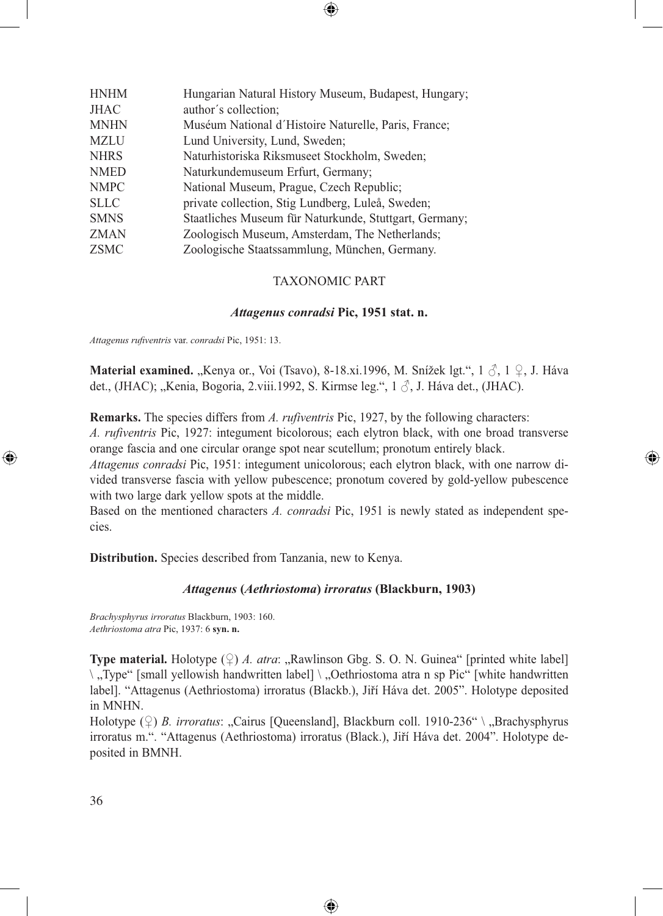| | |
|---|---|
| HNHM | Hungarian Natural History Museum, Budapest, Hungary; |
| JHAC | author´s collection; |
| MNHN | Muséum National d´Histoire Naturelle, Paris, France; |
| MZLU | Lund University, Lund, Sweden; |
| NHRS | Naturhistoriska Riksmuseet Stockholm, Sweden; |
| NMED | Naturkundemuseum Erfurt, Germany; |
| NMPC | National Museum, Prague, Czech Republic; |
| SLLC | private collection, Stig Lundberg, Luleå, Sweden; |
| SMNS | Staatliches Museum für Naturkunde, Stuttgart, Germany; |
| ZMAN | Zoologisch Museum, Amsterdam, The Netherlands; |
| ZSMC | Zoologische Staatssammlung, München, Germany. |

## TAXONOMIC PART

### *Attagenus conradsi* Pic, 1951 stat. n.

*Attagenus rufiventris* var. *conradsi* Pic, 1951: 13.

**Material examined.** „Kenya or., Voi (Tsavo), 8-18.xi.1996, M. Snížek lgt.", 1 ♂, 1 ♀, J. Háva det., (JHAC); „Kenia, Bogoria, 2.viii.1992, S. Kirmse leg.", 1 ♂, J. Háva det., (JHAC).

**Remarks.** The species differs from *A. rufiventris* Pic, 1927, by the following characters:
*A. rufiventris* Pic, 1927: integument bicolorous; each elytron black, with one broad transverse orange fascia and one circular orange spot near scutellum; pronotum entirely black.
*Attagenus conradsi* Pic, 1951: integument unicolorous; each elytron black, with one narrow divided transverse fascia with yellow pubescence; pronotum covered by gold-yellow pubescence with two large dark yellow spots at the middle.
Based on the mentioned characters *A. conradsi* Pic, 1951 is newly stated as independent species.

**Distribution.** Species described from Tanzania, new to Kenya.

### *Attagenus* (*Aethriostoma*) *irroratus* (Blackburn, 1903)

*Brachysphyrus irroratus* Blackburn, 1903: 160.
*Aethriostoma atra* Pic, 1937: 6 **syn. n.**

**Type material.** Holotype (♀) *A. atra*: „Rawlinson Gbg. S. O. N. Guinea" [printed white label] \ „Type" [small yellowish handwritten label] \ „Oethriostoma atra n sp Pic" [white handwritten label]. "Attagenus (Aethriostoma) irroratus (Blackb.), Jiří Háva det. 2005". Holotype deposited in MNHN.
Holotype (♀) *B. irroratus*: „Cairus [Queensland], Blackburn coll. 1910-236" \ „Brachysphyrus irroratus m.". "Attagenus (Aethriostoma) irroratus (Black.), Jiří Háva det. 2004". Holotype deposited in BMNH.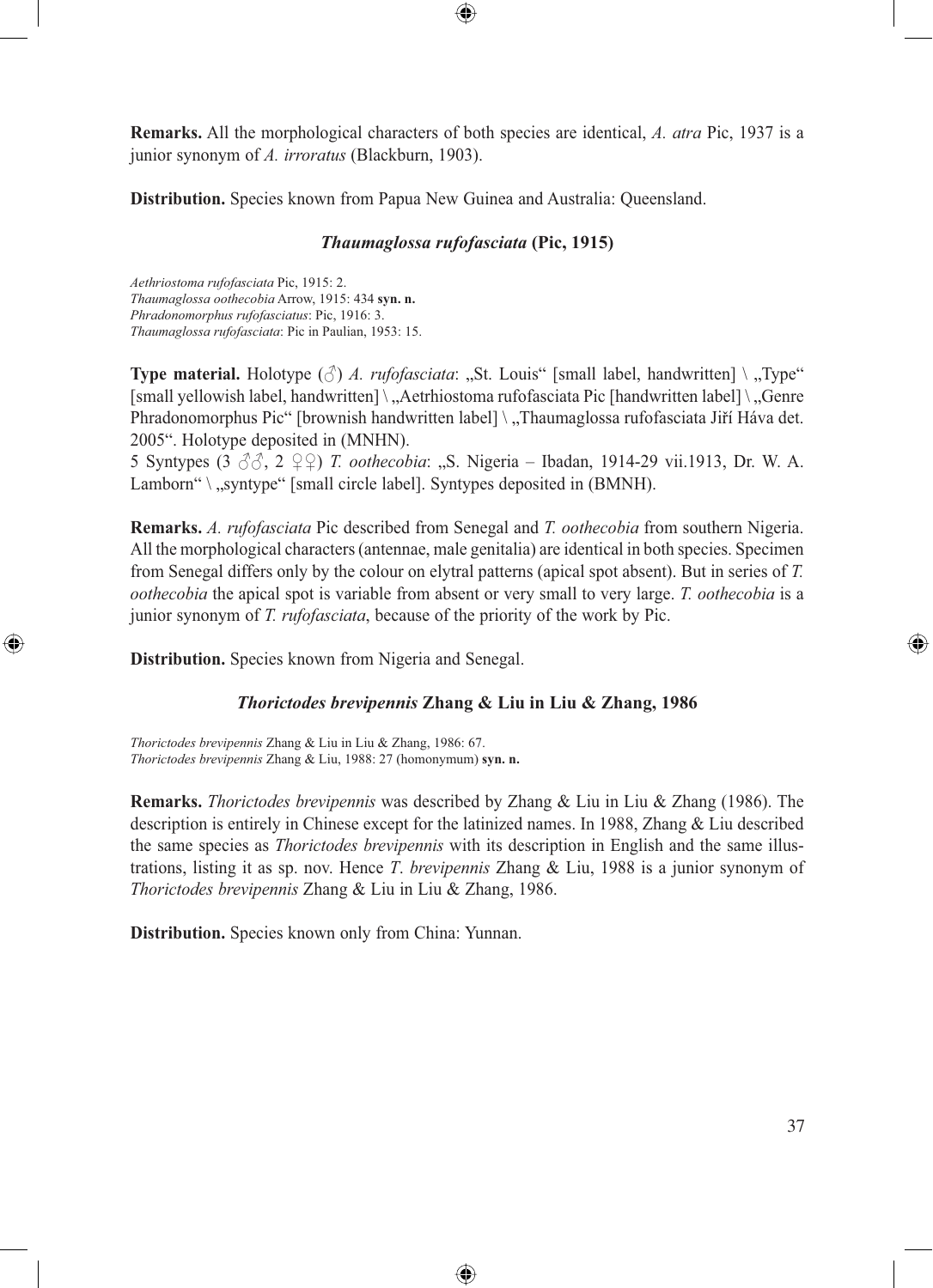**Remarks.** All the morphological characters of both species are identical, *A. atra* Pic, 1937 is a junior synonym of *A. irroratus* (Blackburn, 1903).

**Distribution.** Species known from Papua New Guinea and Australia: Queensland.

### *Thaumaglossa rufofasciata* (Pic, 1915)

*Aethriostoma rufofasciata* Pic, 1915: 2.
*Thaumaglossa oothecobia* Arrow, 1915: 434 **syn. n.**
*Phradonomorphus rufofasciatus*: Pic, 1916: 3.
*Thaumaglossa rufofasciata*: Pic in Paulian, 1953: 15.

**Type material.** Holotype (♂) *A. rufofasciata*: „St. Louis“ [small label, handwritten] \ „Type“ [small yellowish label, handwritten] \ „Aetrhiostoma rufofasciata Pic [handwritten label] \ „Genre Phradonomorphus Pic“ [brownish handwritten label] \ „Thaumaglossa rufofasciata Jiří Háva det. 2005“. Holotype deposited in (MNHN).
5 Syntypes (3 ♂♂, 2 ♀♀) *T. oothecobia*: „S. Nigeria – Ibadan, 1914-29 vii.1913, Dr. W. A. Lamborn“ \ „syntype“ [small circle label]. Syntypes deposited in (BMNH).

**Remarks.** *A. rufofasciata* Pic described from Senegal and *T. oothecobia* from southern Nigeria. All the morphological characters (antennae, male genitalia) are identical in both species. Specimen from Senegal differs only by the colour on elytral patterns (apical spot absent). But in series of *T. oothecobia* the apical spot is variable from absent or very small to very large. *T. oothecobia* is a junior synonym of *T. rufofasciata*, because of the priority of the work by Pic.

**Distribution.** Species known from Nigeria and Senegal.

### *Thorictodes brevipennis* Zhang & Liu in Liu & Zhang, 1986

*Thorictodes brevipennis* Zhang & Liu in Liu & Zhang, 1986: 67.
*Thorictodes brevipennis* Zhang & Liu, 1988: 27 (homonymum) **syn. n.**

**Remarks.** *Thorictodes brevipennis* was described by Zhang & Liu in Liu & Zhang (1986). The description is entirely in Chinese except for the latinized names. In 1988, Zhang & Liu described the same species as *Thorictodes brevipennis* with its description in English and the same illustrations, listing it as sp. nov. Hence *T. brevipennis* Zhang & Liu, 1988 is a junior synonym of *Thorictodes brevipennis* Zhang & Liu in Liu & Zhang, 1986.

**Distribution.** Species known only from China: Yunnan.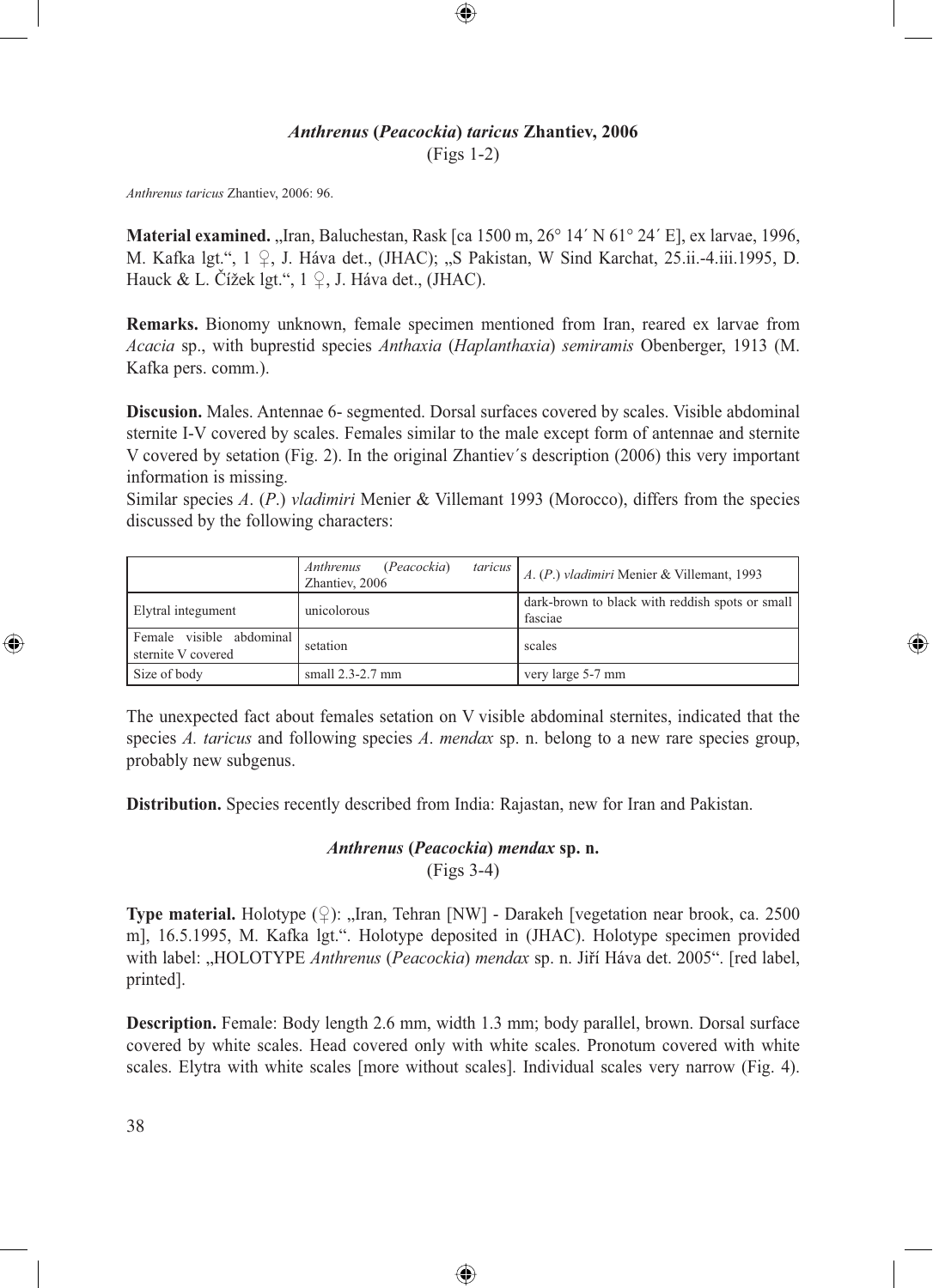### *Anthrenus* (*Peacockia*) *taricus* Zhantiev, 2006

(Figs 1-2)

*Anthrenus taricus* Zhantiev, 2006: 96.

**Material examined.** „Iran, Baluchestan, Rask [ca 1500 m, 26° 14´ N 61° 24´ E], ex larvae, 1996, M. Kafka lgt.", 1 ♀, J. Háva det., (JHAC); „S Pakistan, W Sind Karchat, 25.ii.-4.iii.1995, D. Hauck & L. Čížek lgt.", 1 ♀, J. Háva det., (JHAC).

**Remarks.** Bionomy unknown, female specimen mentioned from Iran, reared ex larvae from *Acacia* sp., with buprestid species *Anthaxia* (*Haplanthaxia*) *semiramis* Obenberger, 1913 (M. Kafka pers. comm.).

**Discusion.** Males. Antennae 6- segmented. Dorsal surfaces covered by scales. Visible abdominal sternite I-V covered by scales. Females similar to the male except form of antennae and sternite V covered by setation (Fig. 2). In the original Zhantiev´s description (2006) this very important information is missing.

Similar species *A*. (*P*.) *vladimiri* Menier & Villemant 1993 (Morocco), differs from the species discussed by the following characters:

| | *Anthrenus* (*Peacockia*) *taricus* Zhantiev, 2006 | *A*. (*P*.) *vladimiri* Menier & Villemant, 1993 |
|---|---|---|
| Elytral integument | unicolorous | dark-brown to black with reddish spots or small fasciae |
| Female visible abdominal sternite V covered | setation | scales |
| Size of body | small 2.3-2.7 mm | very large 5-7 mm |

The unexpected fact about females setation on V visible abdominal sternites, indicated that the species *A. taricus* and following species *A*. *mendax* sp. n. belong to a new rare species group, probably new subgenus.

**Distribution.** Species recently described from India: Rajastan, new for Iran and Pakistan.

### *Anthrenus* (*Peacockia*) *mendax* sp. n.

(Figs 3-4)

**Type material.** Holotype (♀): „Iran, Tehran [NW] - Darakeh [vegetation near brook, ca. 2500 m], 16.5.1995, M. Kafka lgt.". Holotype deposited in (JHAC). Holotype specimen provided with label: „HOLOTYPE *Anthrenus* (*Peacockia*) *mendax* sp. n. Jiří Háva det. 2005". [red label, printed].

**Description.** Female: Body length 2.6 mm, width 1.3 mm; body parallel, brown. Dorsal surface covered by white scales. Head covered only with white scales. Pronotum covered with white scales. Elytra with white scales [more without scales]. Individual scales very narrow (Fig. 4).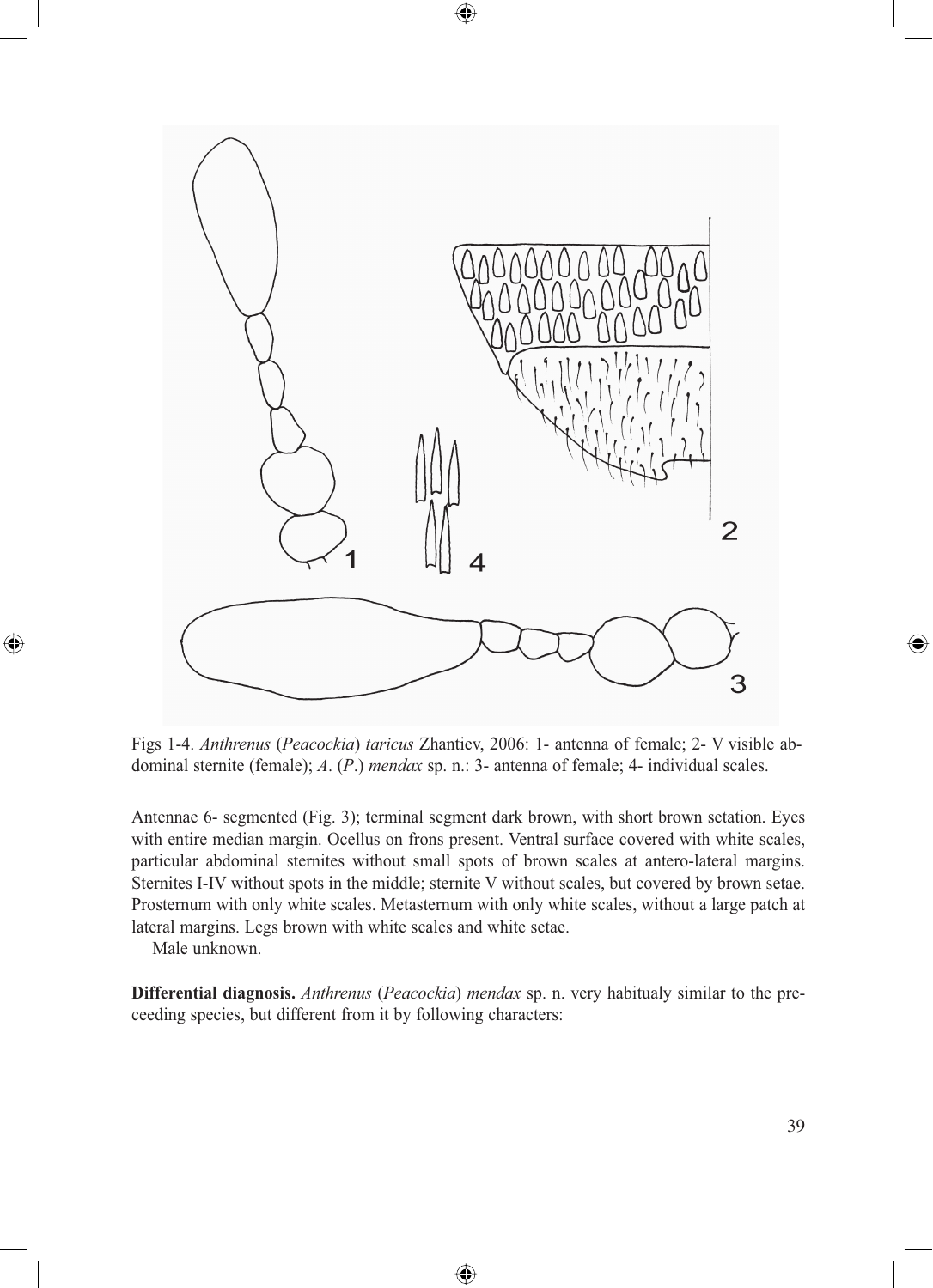Figs 1-4. *Anthrenus* (*Peacockia*) *taricus* Zhantiev, 2006: 1- antenna of female; 2- V visible abdominal sternite (female); *A*. (*P*.) *mendax* sp. n.: 3- antenna of female; 4- individual scales.

Antennae 6- segmented (Fig. 3); terminal segment dark brown, with short brown setation. Eyes with entire median margin. Ocellus on frons present. Ventral surface covered with white scales, particular abdominal sternites without small spots of brown scales at antero-lateral margins. Sternites I-IV without spots in the middle; sternite V without scales, but covered by brown setae. Prosternum with only white scales. Metasternum with only white scales, without a large patch at lateral margins. Legs brown with white scales and white setae.

Male unknown.

**Differential diagnosis.** *Anthrenus* (*Peacockia*) *mendax* sp. n. very habitualy similar to the preceeding species, but different from it by following characters: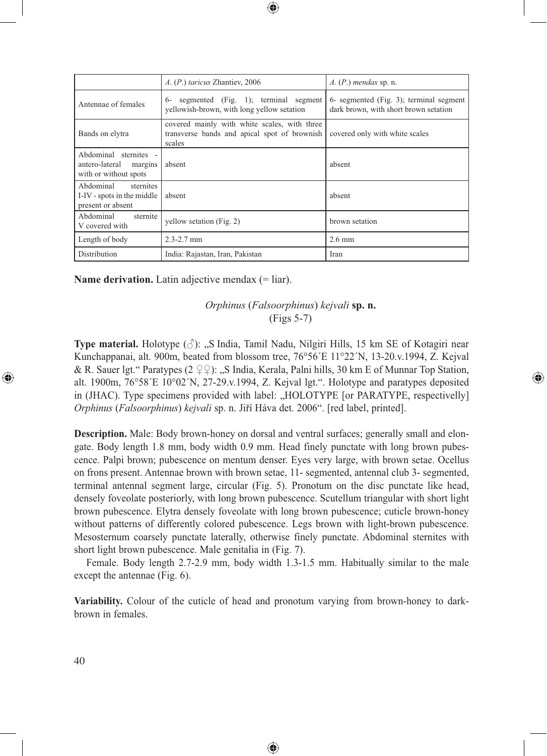| | *A.* (*P.*) *taricus* Zhantiev, 2006 | *A.* (*P.*) *mendax* sp. n. |
|---|---|---|
| Antennae of females | 6- segmented (Fig. 1); terminal segment yellowish-brown, with long yellow setation | 6- segmented (Fig. 3); terminal segment dark brown, with short brown setation |
| Bands on elytra | covered mainly with white scales, with three transverse bands and apical spot of brownish scales | covered only with white scales |
| Abdominal sternites - antero-lateral margins with or without spots | absent | absent |
| Abdominal sternites I-IV - spots in the middle present or absent | absent | absent |
| Abdominal sternite V covered with | yellow setation (Fig. 2) | brown setation |
| Length of body | 2.3-2.7 mm | 2.6 mm |
| Distribution | India: Rajastan, Iran, Pakistan | Iran |

**Name derivation.** Latin adjective mendax (= liar).

### *Orphinus* (*Falsoorphinus*) *kejvali* **sp. n.**
(Figs 5-7)

**Type material.** Holotype (♂): „S India, Tamil Nadu, Nilgiri Hills, 15 km SE of Kotagiri near Kunchappanai, alt. 900m, beated from blossom tree, 76°56´E 11°22´N, 13-20.v.1994, Z. Kejval & R. Sauer lgt." Paratypes (2 ♀♀): „S India, Kerala, Palni hills, 30 km E of Munnar Top Station, alt. 1900m, 76°58´E 10°02´N, 27-29.v.1994, Z. Kejval lgt.". Holotype and paratypes deposited in (JHAC). Type specimens provided with label: „HOLOTYPE [or PARATYPE, respectivelly] *Orphinus* (*Falsoorphinus*) *kejvali* sp. n. Jiří Háva det. 2006". [red label, printed].

**Description.** Male: Body brown-honey on dorsal and ventral surfaces; generally small and elongate. Body length 1.8 mm, body width 0.9 mm. Head finely punctate with long brown pubescence. Palpi brown; pubescence on mentum denser. Eyes very large, with brown setae. Ocellus on frons present. Antennae brown with brown setae, 11- segmented, antennal club 3- segmented, terminal antennal segment large, circular (Fig. 5). Pronotum on the disc punctate like head, densely foveolate posteriorly, with long brown pubescence. Scutellum triangular with short light brown pubescence. Elytra densely foveolate with long brown pubescence; cuticle brown-honey without patterns of differently colored pubescence. Legs brown with light-brown pubescence. Mesosternum coarsely punctate laterally, otherwise finely punctate. Abdominal sternites with short light brown pubescence. Male genitalia in (Fig. 7).

Female. Body length 2.7-2.9 mm, body width 1.3-1.5 mm. Habitually similar to the male except the antennae (Fig. 6).

**Variability.** Colour of the cuticle of head and pronotum varying from brown-honey to dark-brown in females.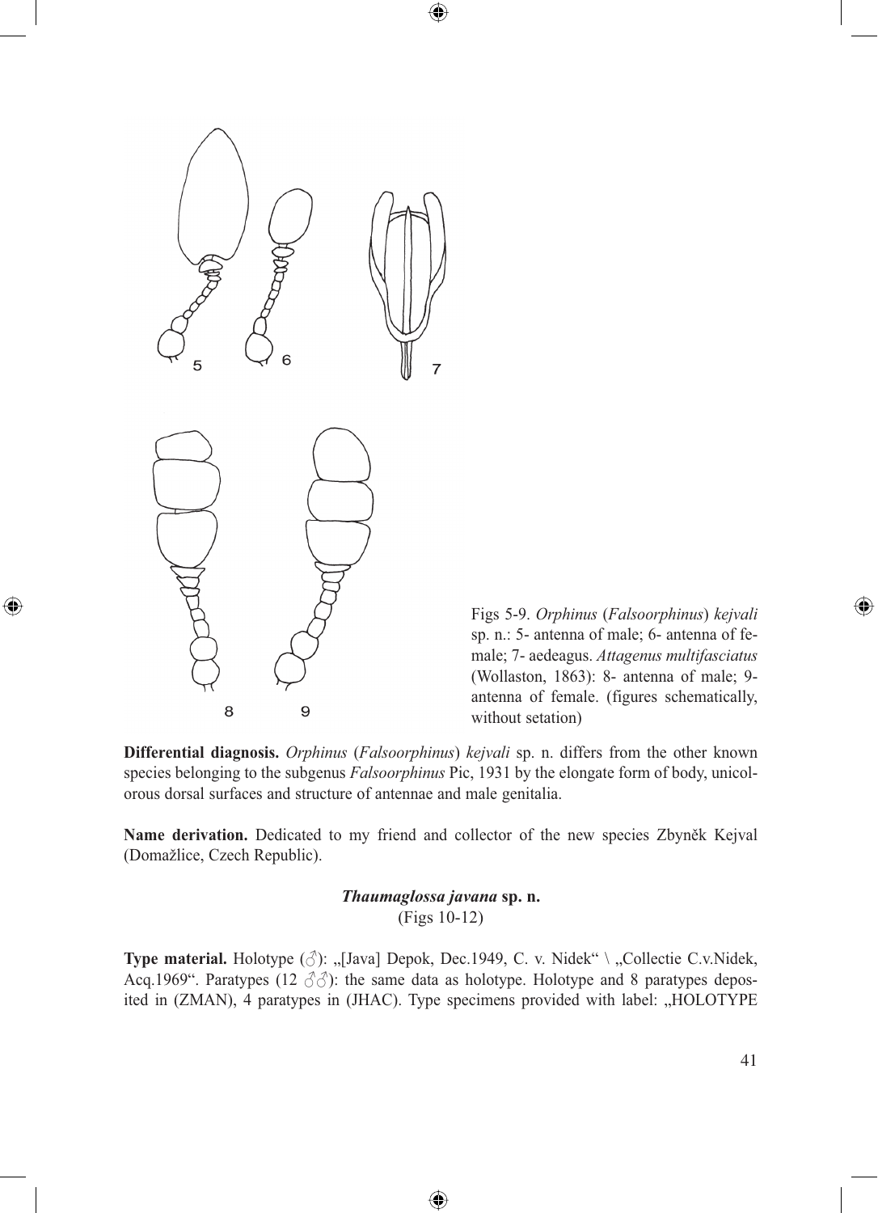Figs 5-9. *Orphinus* (*Falsoorphinus*) *kejvali* sp. n.: 5- antenna of male; 6- antenna of female; 7- aedeagus. *Attagenus multifasciatus* (Wollaston, 1863): 8- antenna of male; 9- antenna of female. (figures schematically, without setation)

**Differential diagnosis.** *Orphinus* (*Falsoorphinus*) *kejvali* sp. n. differs from the other known species belonging to the subgenus *Falsoorphinus* Pic, 1931 by the elongate form of body, unicolorous dorsal surfaces and structure of antennae and male genitalia.

**Name derivation.** Dedicated to my friend and collector of the new species Zbyněk Kejval (Domažlice, Czech Republic).

### *Thaumaglossa javana* sp. n.

(Figs 10-12)

**Type material.** Holotype (♂): „[Java] Depok, Dec.1949, C. v. Nidek" \ „Collectie C.v.Nidek, Acq.1969". Paratypes (12 ♂♂): the same data as holotype. Holotype and 8 paratypes deposited in (ZMAN), 4 paratypes in (JHAC). Type specimens provided with label: „HOLOTYPE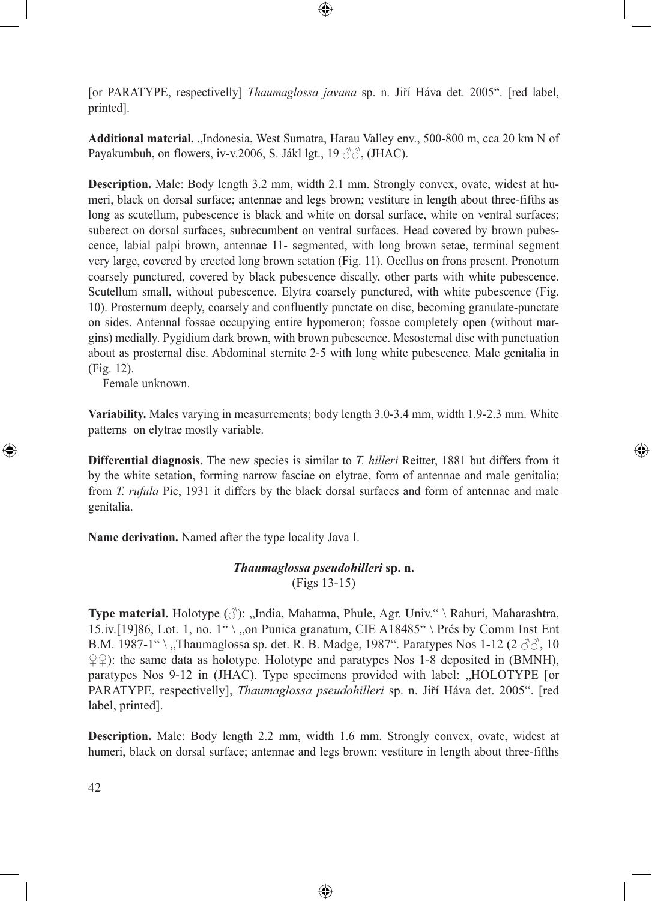[or PARATYPE, respectivelly] *Thaumaglossa javana* sp. n. Jiří Háva det. 2005". [red label, printed].

**Additional material.** „Indonesia, West Sumatra, Harau Valley env., 500-800 m, cca 20 km N of Payakumbuh, on flowers, iv-v.2006, S. Jákl lgt., 19 ♂♂, (JHAC).

**Description.** Male: Body length 3.2 mm, width 2.1 mm. Strongly convex, ovate, widest at humeri, black on dorsal surface; antennae and legs brown; vestiture in length about three-fifths as long as scutellum, pubescence is black and white on dorsal surface, white on ventral surfaces; suberect on dorsal surfaces, subrecumbent on ventral surfaces. Head covered by brown pubescence, labial palpi brown, antennae 11- segmented, with long brown setae, terminal segment very large, covered by erected long brown setation (Fig. 11). Ocellus on frons present. Pronotum coarsely punctured, covered by black pubescence discally, other parts with white pubescence. Scutellum small, without pubescence. Elytra coarsely punctured, with white pubescence (Fig. 10). Prosternum deeply, coarsely and confluently punctate on disc, becoming granulate-punctate on sides. Antennal fossae occupying entire hypomeron; fossae completely open (without margins) medially. Pygidium dark brown, with brown pubescence. Mesosternal disc with punctuation about as prosternal disc. Abdominal sternite 2-5 with long white pubescence. Male genitalia in (Fig. 12).

Female unknown.

**Variability.** Males varying in measurrements; body length 3.0-3.4 mm, width 1.9-2.3 mm. White patterns on elytrae mostly variable.

**Differential diagnosis.** The new species is similar to *T. hilleri* Reitter, 1881 but differs from it by the white setation, forming narrow fasciae on elytrae, form of antennae and male genitalia; from *T. rufula* Pic, 1931 it differs by the black dorsal surfaces and form of antennae and male genitalia.

**Name derivation.** Named after the type locality Java I.

### *Thaumaglossa pseudohilleri* sp. n.
(Figs 13-15)

**Type material.** Holotype (♂): „India, Mahatma, Phule, Agr. Univ." \ Rahuri, Maharashtra, 15.iv.[19]86, Lot. 1, no. 1" \ „on Punica granatum, CIE A18485" \ Prés by Comm Inst Ent B.M. 1987-1" \ „Thaumaglossa sp. det. R. B. Madge, 1987". Paratypes Nos 1-12 (2 ♂♂, 10 ♀♀): the same data as holotype. Holotype and paratypes Nos 1-8 deposited in (BMNH), paratypes Nos 9-12 in (JHAC). Type specimens provided with label: „HOLOTYPE [or PARATYPE, respectivelly], *Thaumaglossa pseudohilleri* sp. n. Jiří Háva det. 2005". [red label, printed].

**Description.** Male: Body length 2.2 mm, width 1.6 mm. Strongly convex, ovate, widest at humeri, black on dorsal surface; antennae and legs brown; vestiture in length about three-fifths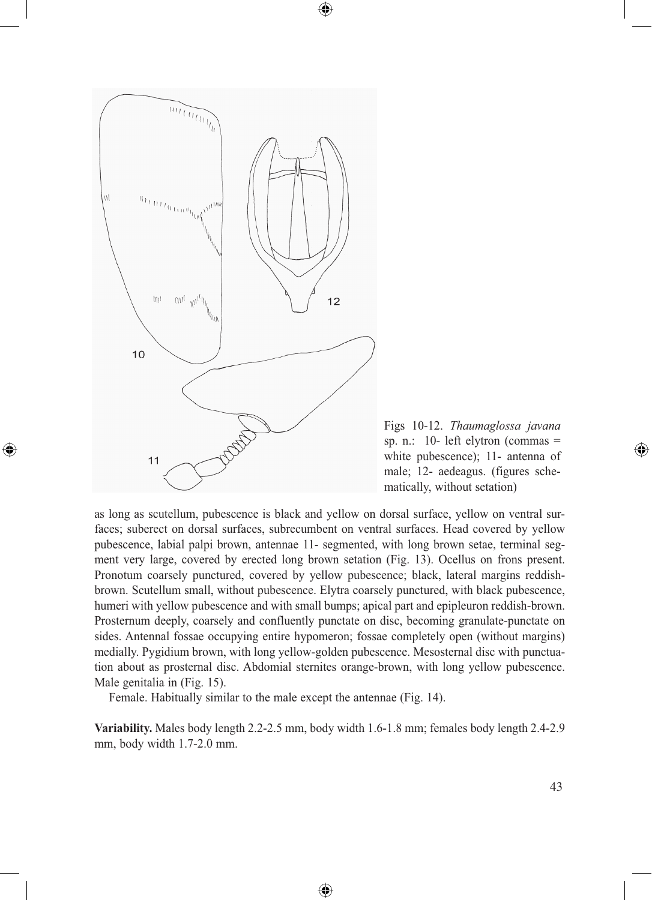Figs 10-12. *Thaumaglossa javana* sp. n.: 10- left elytron (commas = white pubescence); 11- antenna of male; 12- aedeagus. (figures schematically, without setation)

as long as scutellum, pubescence is black and yellow on dorsal surface, yellow on ventral surfaces; suberect on dorsal surfaces, subrecumbent on ventral surfaces. Head covered by yellow pubescence, labial palpi brown, antennae 11- segmented, with long brown setae, terminal segment very large, covered by erected long brown setation (Fig. 13). Ocellus on frons present. Pronotum coarsely punctured, covered by yellow pubescence; black, lateral margins reddish-brown. Scutellum small, without pubescence. Elytra coarsely punctured, with black pubescence, humeri with yellow pubescence and with small bumps; apical part and epipleuron reddish-brown. Prosternum deeply, coarsely and confluently punctate on disc, becoming granulate-punctate on sides. Antennal fossae occupying entire hypomeron; fossae completely open (without margins) medially. Pygidium brown, with long yellow-golden pubescence. Mesosternal disc with punctuation about as prosternal disc. Abdomial sternites orange-brown, with long yellow pubescence. Male genitalia in (Fig. 15).

Female. Habitually similar to the male except the antennae (Fig. 14).

**Variability.** Males body length 2.2-2.5 mm, body width 1.6-1.8 mm; females body length 2.4-2.9 mm, body width 1.7-2.0 mm.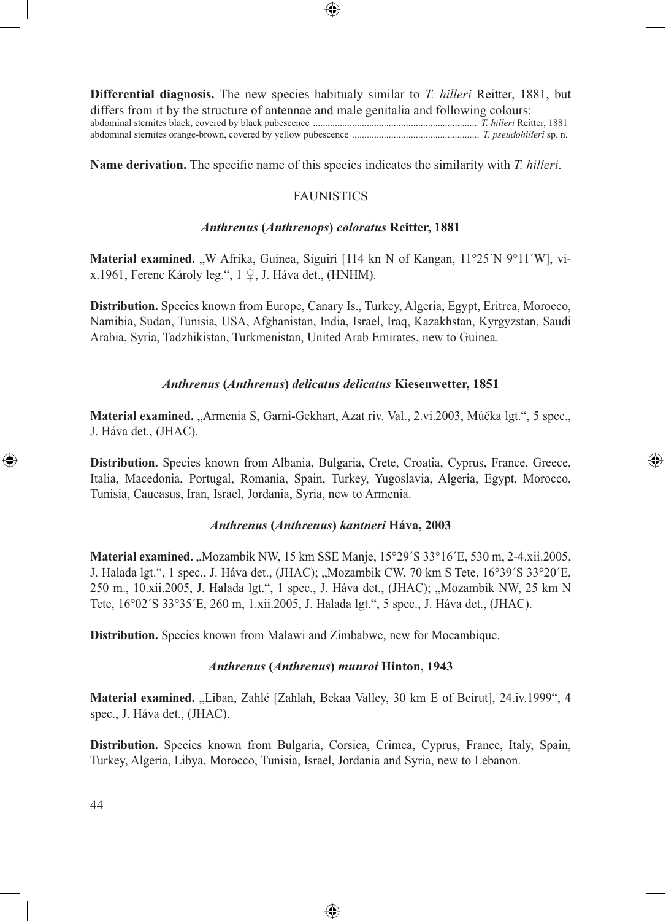**Differential diagnosis.** The new species habitualy similar to *T. hilleri* Reitter, 1881, but differs from it by the structure of antennae and male genitalia and following colours:

abdominal sternites black, covered by black pubescence .................................................................. *T. hilleri* Reitter, 1881
abdominal sternites orange-brown, covered by yellow pubescence ................................................... *T. pseudohilleri* sp. n.

**Name derivation.** The specific name of this species indicates the similarity with *T. hilleri*.

## FAUNISTICS

### *Anthrenus* (*Anthrenops*) *coloratus* Reitter, 1881

**Material examined.** „W Afrika, Guinea, Siguiri [114 kn N of Kangan, 11°25´N 9°11´W], vi-x.1961, Ferenc Károly leg.", 1 ♀, J. Háva det., (HNHM).

**Distribution.** Species known from Europe, Canary Is., Turkey, Algeria, Egypt, Eritrea, Morocco, Namibia, Sudan, Tunisia, USA, Afghanistan, India, Israel, Iraq, Kazakhstan, Kyrgyzstan, Saudi Arabia, Syria, Tadzhikistan, Turkmenistan, United Arab Emirates, new to Guinea.

### *Anthrenus* (*Anthrenus*) *delicatus delicatus* Kiesenwetter, 1851

**Material examined.** „Armenia S, Garni-Gekhart, Azat riv. Val., 2.vi.2003, Múčka lgt.", 5 spec., J. Háva det., (JHAC).

**Distribution.** Species known from Albania, Bulgaria, Crete, Croatia, Cyprus, France, Greece, Italia, Macedonia, Portugal, Romania, Spain, Turkey, Yugoslavia, Algeria, Egypt, Morocco, Tunisia, Caucasus, Iran, Israel, Jordania, Syria, new to Armenia.

### *Anthrenus* (*Anthrenus*) *kantneri* Háva, 2003

**Material examined.** „Mozambik NW, 15 km SSE Manje, 15°29´S 33°16´E, 530 m, 2-4.xii.2005, J. Halada lgt.", 1 spec., J. Háva det., (JHAC); „Mozambik CW, 70 km S Tete, 16°39´S 33°20´E, 250 m., 10.xii.2005, J. Halada lgt.", 1 spec., J. Háva det., (JHAC); „Mozambik NW, 25 km N Tete, 16°02´S 33°35´E, 260 m, 1.xii.2005, J. Halada lgt.", 5 spec., J. Háva det., (JHAC).

**Distribution.** Species known from Malawi and Zimbabwe, new for Mocambique.

### *Anthrenus* (*Anthrenus*) *munroi* Hinton, 1943

**Material examined.** „Liban, Zahlé [Zahlah, Bekaa Valley, 30 km E of Beirut], 24.iv.1999", 4 spec., J. Háva det., (JHAC).

**Distribution.** Species known from Bulgaria, Corsica, Crimea, Cyprus, France, Italy, Spain, Turkey, Algeria, Libya, Morocco, Tunisia, Israel, Jordania and Syria, new to Lebanon.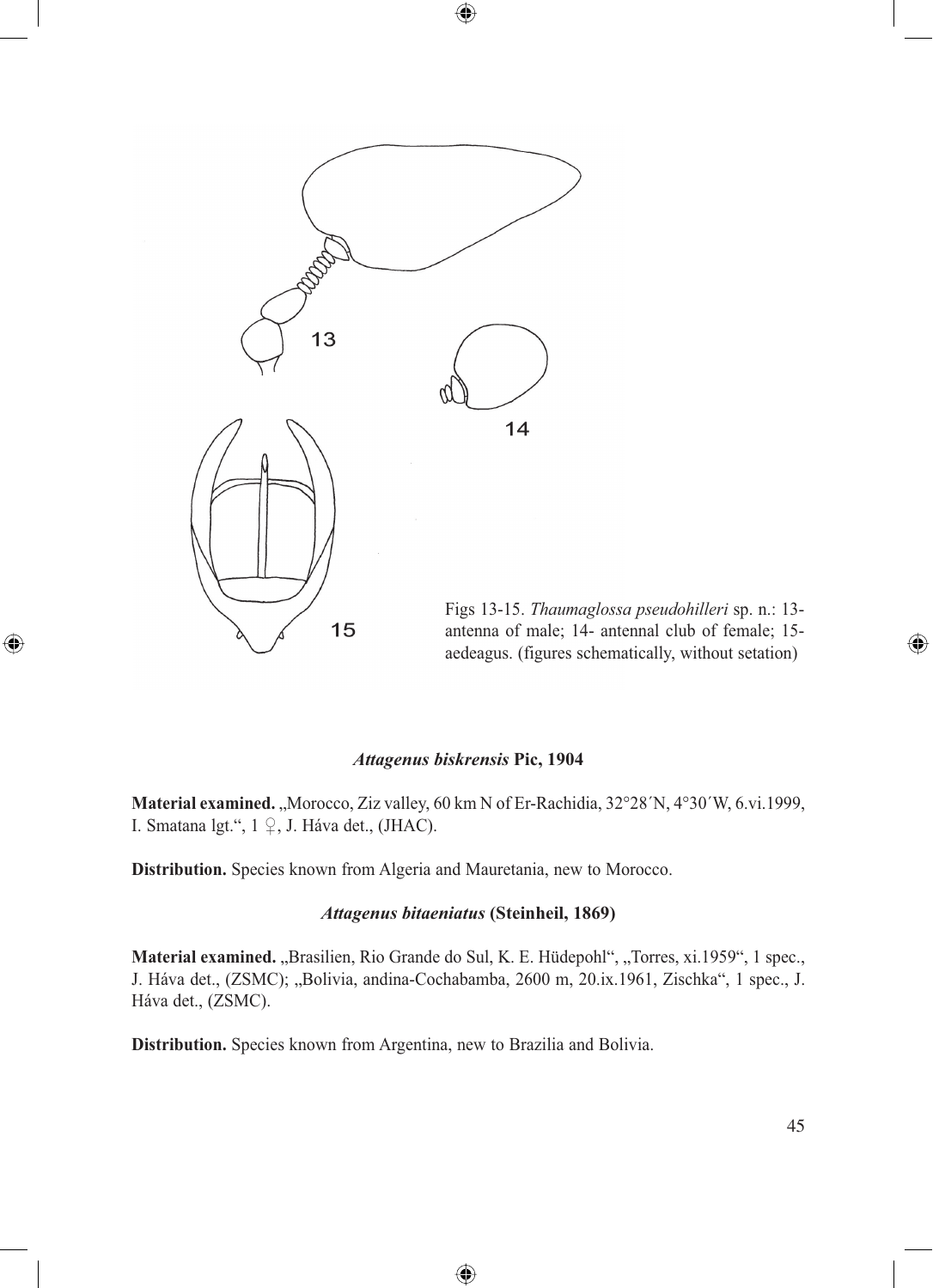Figs 13-15. *Thaumaglossa pseudohilleri* sp. n.: 13- antenna of male; 14- antennal club of female; 15- aedeagus. (figures schematically, without setation)

### *Attagenus biskrensis* Pic, 1904

**Material examined.** „Morocco, Ziz valley, 60 km N of Er-Rachidia, 32°28´N, 4°30´W, 6.vi.1999, I. Smatana lgt.", 1 ♀, J. Háva det., (JHAC).

**Distribution.** Species known from Algeria and Mauretania, new to Morocco.

### *Attagenus bitaeniatus* (Steinheil, 1869)

**Material examined.** „Brasilien, Rio Grande do Sul, K. E. Hüdepohl", „Torres, xi.1959", 1 spec., J. Háva det., (ZSMC); „Bolivia, andina-Cochabamba, 2600 m, 20.ix.1961, Zischka", 1 spec., J. Háva det., (ZSMC).

**Distribution.** Species known from Argentina, new to Brazilia and Bolivia.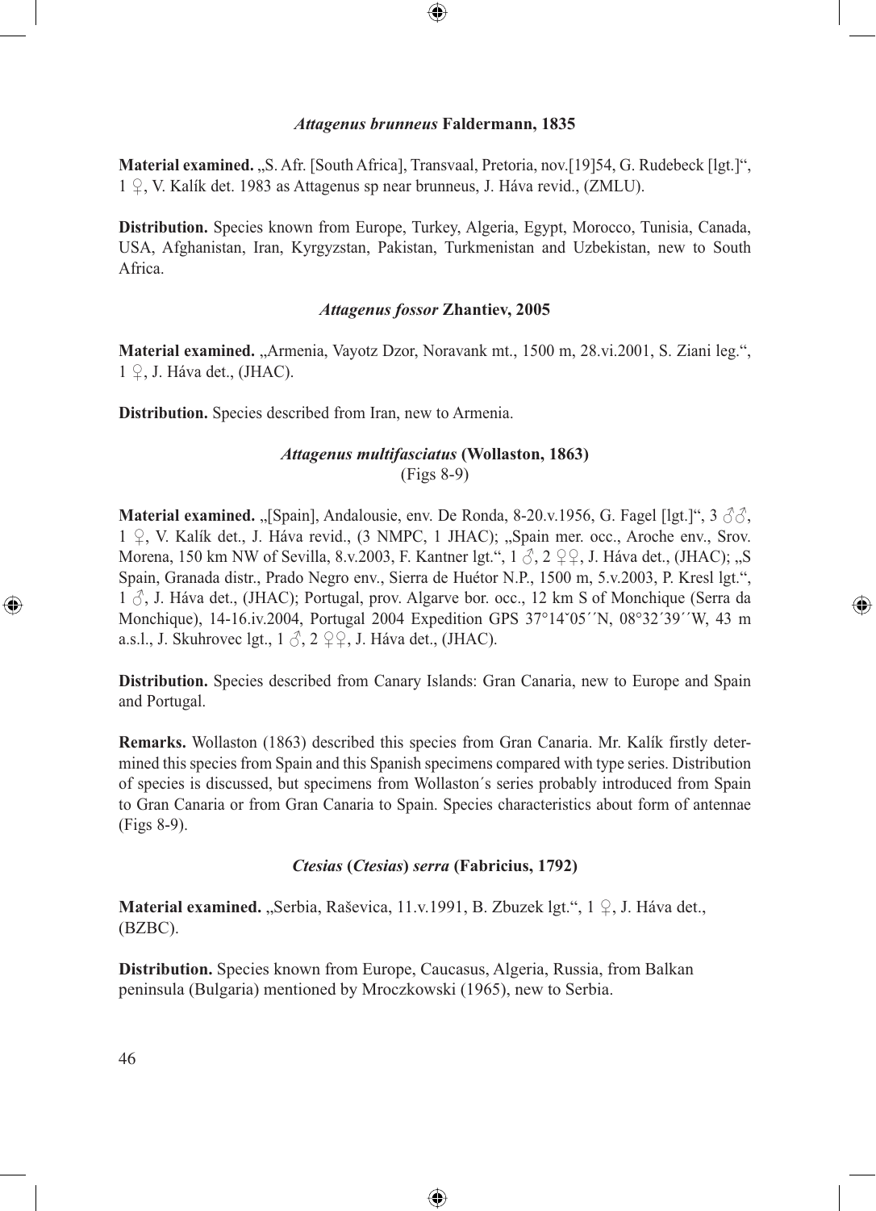### *Attagenus brunneus* Faldermann, 1835

**Material examined.** „S. Afr. [South Africa], Transvaal, Pretoria, nov.[19]54, G. Rudebeck [lgt.]", 1 ♀, V. Kalík det. 1983 as Attagenus sp near brunneus, J. Háva revid., (ZMLU).

**Distribution.** Species known from Europe, Turkey, Algeria, Egypt, Morocco, Tunisia, Canada, USA, Afghanistan, Iran, Kyrgyzstan, Pakistan, Turkmenistan and Uzbekistan, new to South Africa.

### *Attagenus fossor* Zhantiev, 2005

**Material examined.** „Armenia, Vayotz Dzor, Noravank mt., 1500 m, 28.vi.2001, S. Ziani leg.", 1 ♀, J. Háva det., (JHAC).

**Distribution.** Species described from Iran, new to Armenia.

### *Attagenus multifasciatus* (Wollaston, 1863)
(Figs 8-9)

**Material examined.** „[Spain], Andalousie, env. De Ronda, 8-20.v.1956, G. Fagel [lgt.]", 3 ♂♂, 1 ♀, V. Kalík det., J. Háva revid., (3 NMPC, 1 JHAC); „Spain mer. occ., Aroche env., Srov. Morena, 150 km NW of Sevilla, 8.v.2003, F. Kantner lgt.", 1 ♂, 2 ♀♀, J. Háva det., (JHAC); „S Spain, Granada distr., Prado Negro env., Sierra de Huétor N.P., 1500 m, 5.v.2003, P. Kresl lgt.", 1 ♂, J. Háva det., (JHAC); Portugal, prov. Algarve bor. occ., 12 km S of Monchique (Serra da Monchique), 14-16.iv.2004, Portugal 2004 Expedition GPS 37°14ˇ05´´N, 08°32´39´´W, 43 m a.s.l., J. Skuhrovec lgt., 1 ♂, 2 ♀♀, J. Háva det., (JHAC).

**Distribution.** Species described from Canary Islands: Gran Canaria, new to Europe and Spain and Portugal.

**Remarks.** Wollaston (1863) described this species from Gran Canaria. Mr. Kalík firstly determined this species from Spain and this Spanish specimens compared with type series. Distribution of species is discussed, but specimens from Wollaston´s series probably introduced from Spain to Gran Canaria or from Gran Canaria to Spain. Species characteristics about form of antennae (Figs 8-9).

### *Ctesias* (*Ctesias*) *serra* (Fabricius, 1792)

**Material examined.** „Serbia, Raševica, 11.v.1991, B. Zbuzek lgt.", 1 ♀, J. Háva det., (BZBC).

**Distribution.** Species known from Europe, Caucasus, Algeria, Russia, from Balkan peninsula (Bulgaria) mentioned by Mroczkowski (1965), new to Serbia.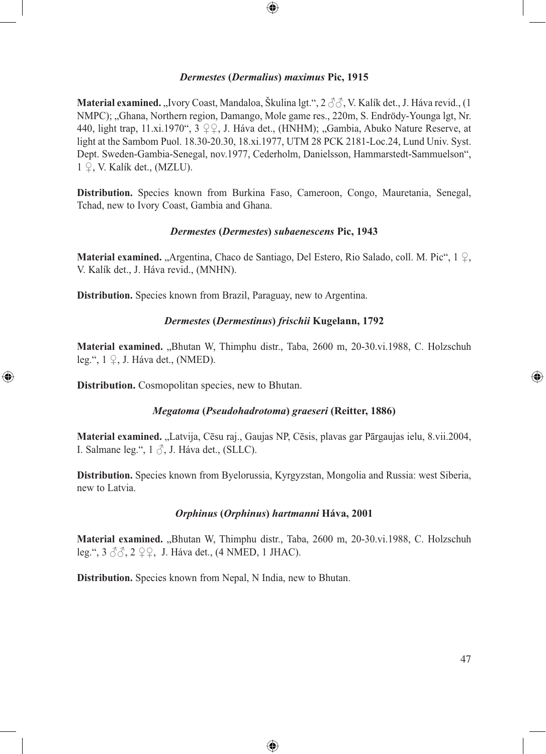### *Dermestes* (*Dermalius*) *maximus* Pic, 1915

**Material examined.** „Ivory Coast, Mandaloa, Škulina lgt.“, 2 ♂♂, V. Kalík det., J. Háva revid., (1 NMPC); „Ghana, Northern region, Damango, Mole game res., 220m, S. Endrödy-Younga lgt, Nr. 440, light trap, 11.xi.1970“, 3 ♀♀, J. Háva det., (HNHM); „Gambia, Abuko Nature Reserve, at light at the Sambom Puol. 18.30-20.30, 18.xi.1977, UTM 28 PCK 2181-Loc.24, Lund Univ. Syst. Dept. Sweden-Gambia-Senegal, nov.1977, Cederholm, Danielsson, Hammarstedt-Sammuelson“, 1 ♀, V. Kalík det., (MZLU).

**Distribution.** Species known from Burkina Faso, Cameroon, Congo, Mauretania, Senegal, Tchad, new to Ivory Coast, Gambia and Ghana.

### *Dermestes* (*Dermestes*) *subaenescens* Pic, 1943

**Material examined.** „Argentina, Chaco de Santiago, Del Estero, Rio Salado, coll. M. Pic“, 1 ♀, V. Kalík det., J. Háva revid., (MNHN).

**Distribution.** Species known from Brazil, Paraguay, new to Argentina.

### *Dermestes* (*Dermestinus*) *frischii* Kugelann, 1792

**Material examined.** „Bhutan W, Thimphu distr., Taba, 2600 m, 20-30.vi.1988, C. Holzschuh leg.“, 1 ♀, J. Háva det., (NMED).

**Distribution.** Cosmopolitan species, new to Bhutan.

### *Megatoma* (*Pseudohadrotoma*) *graeseri* (Reitter, 1886)

**Material examined.** „Latvija, Cēsu raj., Gaujas NP, Cēsis, plavas gar Pārgaujas ielu, 8.vii.2004, I. Salmane leg.“, 1 ♂, J. Háva det., (SLLC).

**Distribution.** Species known from Byelorussia, Kyrgyzstan, Mongolia and Russia: west Siberia, new to Latvia.

### *Orphinus* (*Orphinus*) *hartmanni* Háva, 2001

**Material examined.** „Bhutan W, Thimphu distr., Taba, 2600 m, 20-30.vi.1988, C. Holzschuh leg.“, 3 ♂♂, 2 ♀♀, J. Háva det., (4 NMED, 1 JHAC).

**Distribution.** Species known from Nepal, N India, new to Bhutan.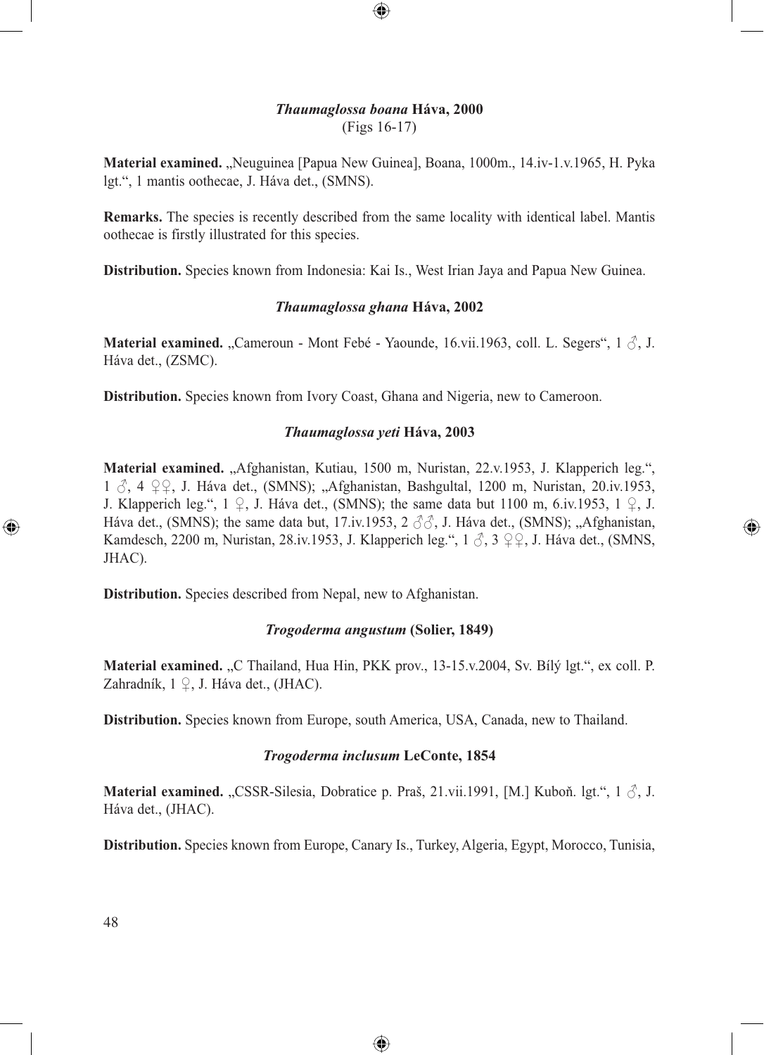### *Thaumaglossa boana* Háva, 2000
(Figs 16-17)

**Material examined.** „Neuguinea [Papua New Guinea], Boana, 1000m., 14.iv-1.v.1965, H. Pyka lgt.“, 1 mantis oothecae, J. Háva det., (SMNS).

**Remarks.** The species is recently described from the same locality with identical label. Mantis oothecae is firstly illustrated for this species.

**Distribution.** Species known from Indonesia: Kai Is., West Irian Jaya and Papua New Guinea.

### *Thaumaglossa ghana* Háva, 2002

**Material examined.** „Cameroun - Mont Febé - Yaounde, 16.vii.1963, coll. L. Segers“, 1 ♂, J. Háva det., (ZSMC).

**Distribution.** Species known from Ivory Coast, Ghana and Nigeria, new to Cameroon.

### *Thaumaglossa yeti* Háva, 2003

**Material examined.** „Afghanistan, Kutiau, 1500 m, Nuristan, 22.v.1953, J. Klapperich leg.“, 1 ♂, 4 ♀♀, J. Háva det., (SMNS); „Afghanistan, Bashgultal, 1200 m, Nuristan, 20.iv.1953, J. Klapperich leg.“, 1 ♀, J. Háva det., (SMNS); the same data but 1100 m, 6.iv.1953, 1 ♀, J. Háva det., (SMNS); the same data but, 17.iv.1953, 2 ♂♂, J. Háva det., (SMNS); „Afghanistan, Kamdesch, 2200 m, Nuristan, 28.iv.1953, J. Klapperich leg.“, 1 ♂, 3 ♀♀, J. Háva det., (SMNS, JHAC).

**Distribution.** Species described from Nepal, new to Afghanistan.

### *Trogoderma angustum* (Solier, 1849)

**Material examined.** „C Thailand, Hua Hin, PKK prov., 13-15.v.2004, Sv. Bílý lgt.“, ex coll. P. Zahradník, 1 ♀, J. Háva det., (JHAC).

**Distribution.** Species known from Europe, south America, USA, Canada, new to Thailand.

### *Trogoderma inclusum* LeConte, 1854

**Material examined.** „CSSR-Silesia, Dobratice p. Praš, 21.vii.1991, [M.] Kuboň. lgt.“, 1 ♂, J. Háva det., (JHAC).

**Distribution.** Species known from Europe, Canary Is., Turkey, Algeria, Egypt, Morocco, Tunisia,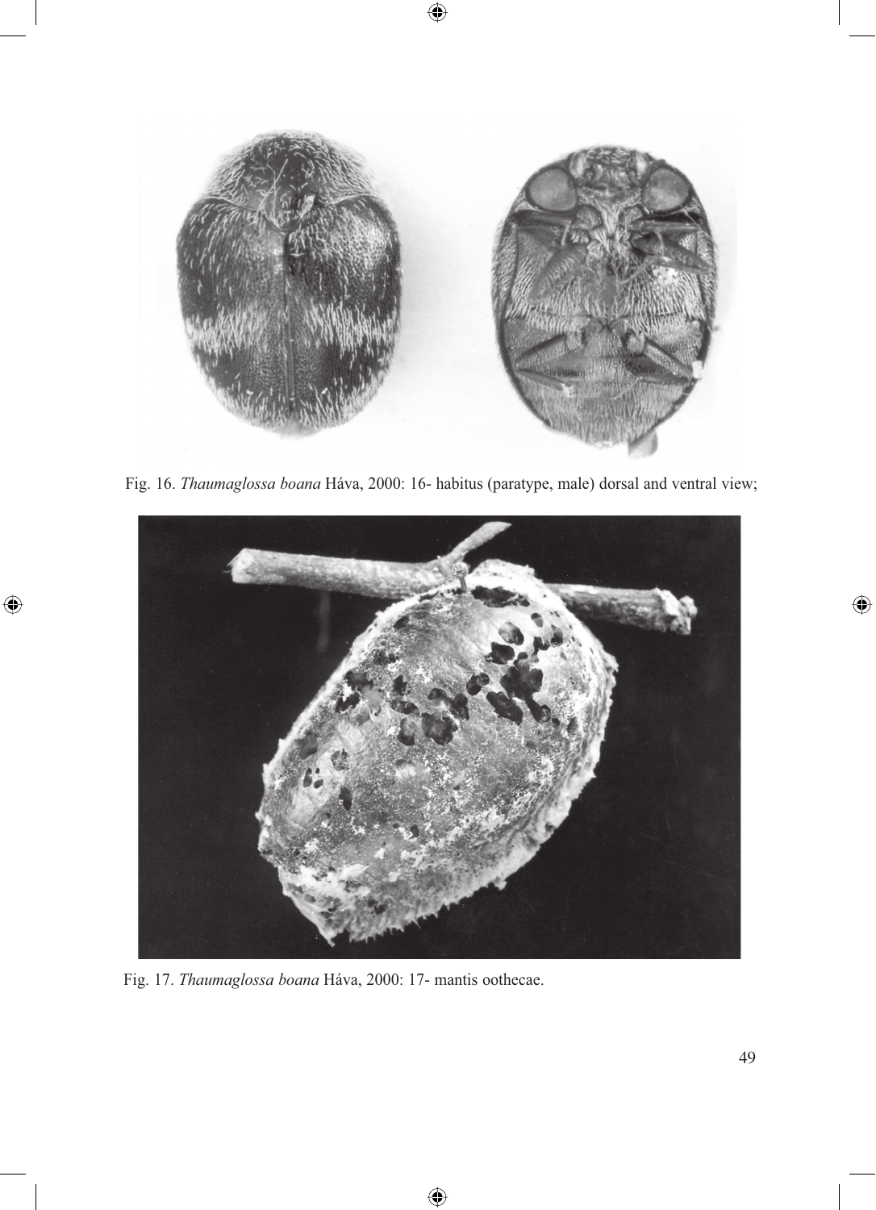Fig. 16. *Thaumaglossa boana* Háva, 2000: 16- habitus (paratype, male) dorsal and ventral view;

Fig. 17. *Thaumaglossa boana* Háva, 2000: 17- mantis oothecae.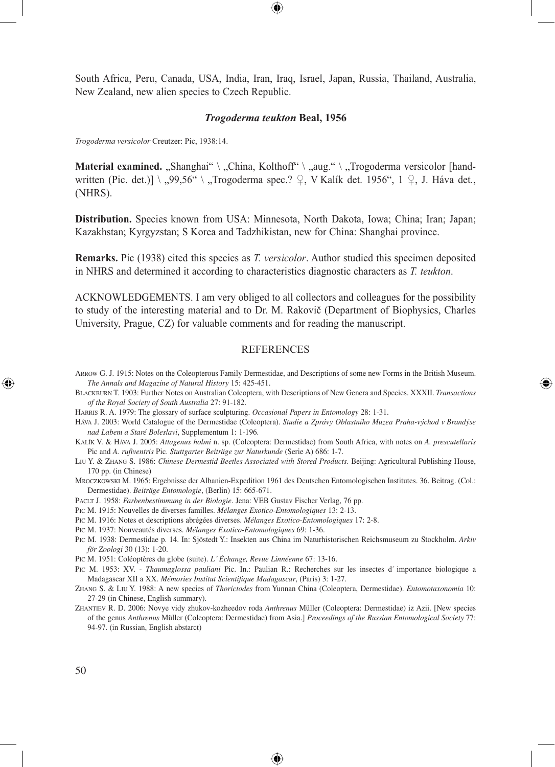South Africa, Peru, Canada, USA, India, Iran, Iraq, Israel, Japan, Russia, Thailand, Australia, New Zealand, new alien species to Czech Republic.

### *Trogoderma teukton* Beal, 1956

*Trogoderma versicolor* Creutzer: Pic, 1938:14.

**Material examined.** „Shanghai“ \ „China, Kolthoff“ \ „aug.“ \ „Trogoderma versicolor [handwritten (Pic. det.)] \ „99,56“ \ „Trogoderma spec.? ♀, V Kalík det. 1956“, 1 ♀, J. Háva det., (NHRS).

**Distribution.** Species known from USA: Minnesota, North Dakota, Iowa; China; Iran; Japan; Kazakhstan; Kyrgyzstan; S Korea and Tadzhikistan, new for China: Shanghai province.

**Remarks.** Pic (1938) cited this species as *T. versicolor*. Author studied this specimen deposited in NHRS and determined it according to characteristics diagnostic characters as *T. teukton*.

ACKNOWLEDGEMENTS. I am very obliged to all collectors and colleagues for the possibility to study of the interesting material and to Dr. M. Rakovič (Department of Biophysics, Charles University, Prague, CZ) for valuable comments and for reading the manuscript.

## REFERENCES

Arrow G. J. 1915: Notes on the Coleopterous Family Dermestidae, and Descriptions of some new Forms in the British Museum. *The Annals and Magazine of Natural History* 15: 425-451.

Blackburn T. 1903: Further Notes on Australian Coleoptera, with Descriptions of New Genera and Species. XXXII. *Transactions of the Royal Society of South Australia* 27: 91-182.

Harris R. A. 1979: The glossary of surface sculpturing. *Occasional Papers in Entomology* 28: 1-31.

Háva J. 2003: World Catalogue of the Dermestidae (Coleoptera). *Studie a Zprávy Oblastního Muzea Praha-východ v Brandýse nad Labem a Staré Boleslavi*, Supplementum 1: 1-196.

Kalík V. & Háva J. 2005: *Attagenus holmi* n. sp. (Coleoptera: Dermestidae) from South Africa, with notes on *A. prescutellaris* Pic and *A. rufiventris* Pic. *Stuttgarter Beiträge zur Naturkunde* (Serie A) 686: 1-7.

Liu Y. & Zhang S. 1986: *Chinese Dermestid Beetles Associated with Stored Products*. Beijing: Agricultural Publishing House, 170 pp. (in Chinese)

Mroczkowski M. 1965: Ergebnisse der Albanien-Expedition 1961 des Deutschen Entomologischen Institutes. 36. Beitrag. (Col.: Dermestidae). *Beiträge Entomologie*, (Berlin) 15: 665-671.

Paclt J. 1958: *Farbenbestimmung in der Biologie*. Jena: VEB Gustav Fischer Verlag, 76 pp.

Pic M. 1915: Nouvelles de diverses familles. *Mélanges Exotico-Entomologiques* 13: 2-13.

Pic M. 1916: Notes et descriptions abrégées diverses. *Mélanges Exotico-Entomologiques* 17: 2-8.

Pic M. 1937: Nouveautés diverses. *Mélanges Exotico-Entomologiques* 69: 1-36.

Pic M. 1938: Dermestidae p. 14. In: Sjöstedt Y.: Insekten aus China im Naturhistorischen Reichsmuseum zu Stockholm. *Arkiv för Zoologi* 30 (13): 1-20.

Pic M. 1951: Coléoptères du globe (suite). *L´Échange, Revue Linnéenne* 67: 13-16.

Pic M. 1953: XV. - *Thaumaglossa pauliani* Pic. In.: Paulian R.: Recherches sur les insectes d´importance biologique a Madagascar XII a XX. *Mémories Institut Scientifique Madagascar*, (Paris) 3: 1-27.

Zhang S. & Liu Y. 1988: A new species of *Thorictodes* from Yunnan China (Coleoptera, Dermestidae). *Entomotaxonomia* 10: 27-29 (in Chinese, English summary).

Zhantiev R. D. 2006: Novye vidy zhukov-kozheedov roda *Anthrenus* Müller (Coleoptera: Dermestidae) iz Azii. [New species of the genus *Anthrenus* Müller (Coleoptera: Dermestidae) from Asia.] *Proceedings of the Russian Entomological Society* 77: 94-97. (in Russian, English abstarct)